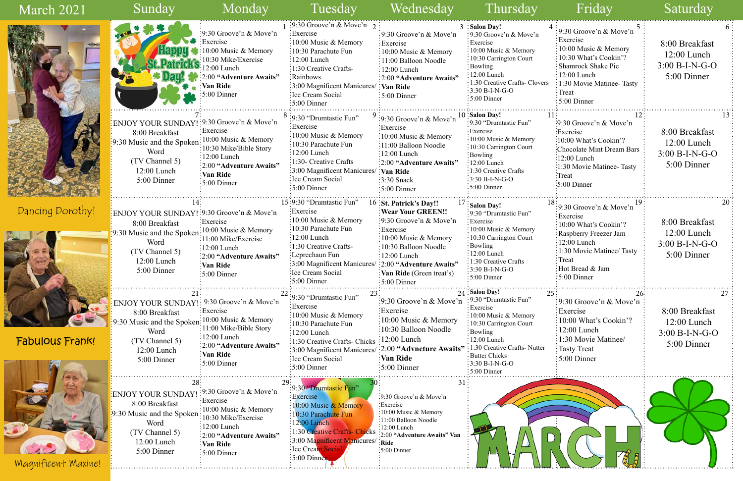# March 2021

| Sunday | Monday | Tuesday | Wednesday | Thursday | Friday | Saturday |
|---|---|---|---|---|---|---|
| Happy St. Patrick's Day! | **1** 9:30 Groove'n & Move'n Exercise 10:00 Music & Memory 10:30 Mike/Exercise 12:00 Lunch 2:00 **"Adventure Awaits"** **Van Ride** 5:00 Dinner | **2** 9:30 Groove'n & Move'n Exercise 10:00 Music & Memory 10:30 Parachute Fun 12:00 Lunch 1:30 Creative Crafts- Rainbows 3:00 Magnificent Manicures/ Ice Cream Social 5:00 Dinner | **3** 9:30 Groove'n & Move'n Exercise 10:00 Music & Memory 11:00 Balloon Noodle 12:00 Lunch 2:00 **"Adventure Awaits"** **Van Ride** 5:00 Dinner | **4** **Salon Day!** 9:30 Groove'n & Move'n Exercise 10:00 Music & Memory 10:30 Carrington Court Bowling 12:00 Lunch 1:30 Creative Crafts- Clovers 3:30 B-I-N-G-O 5:00 Dinner | **5** 9:30 Groove'n & Move'n Exercise 10:00 Music & Memory 10:30 What's Cookin'? Shamrock Shake Pie 12:00 Lunch 1:30 Movie Matinee- Tasty Treat 5:00 Dinner | **6** 8:00 Breakfast 12:00 Lunch 3:00 B-I-N-G-O 5:00 Dinner |
| **7** ENJOY YOUR SUNDAY! 8:00 Breakfast 9:30 Music and the Spoken Word (TV Channel 5) 12:00 Lunch 5:00 Dinner | **8** 9:30 Groove'n & Move'n Exercise 10:00 Music & Memory 10:30 Mike/Bible Story 12:00 Lunch 2:00 **"Adventure Awaits"** **Van Ride** 5:00 Dinner | **9** 9:30 "Drumtastic Fun" Exercise 10:00 Music & Memory 10:30 Parachute Fun 12:00 Lunch 1:30- Creative Crafts 3:00 Magnificent Manicures/ Ice Cream Social 5:00 Dinner | **10** 9:30 Groove'n & Move'n Exercise 10:00 Music & Memory 11:00 Balloon Noodle 12:00 Lunch 2:00 **"Adventure Awaits"** **Van Ride** 3:30 Snack 5:00 Dinner | **11** **Salon Day!** 9:30 "Drumtastic Fun" Exercise 10:00 Music & Memory 10:30 Carrington Court Bowling 12:00 Lunch 1:30 Creative Crafts 3:30 B-I-N-G-O 5:00 Dinner | **12** 9:30 Groove'n & Move'n Exercise 10:00 What's Cookin'? Chocolate Mint Dream Bars 12:00 Lunch 1:30 Movie Matinee- Tasty Treat 5:00 Dinner | **13** 8:00 Breakfast 12:00 Lunch 3:00 B-I-N-G-O 5:00 Dinner |
| **14** ENJOY YOUR SUNDAY! 8:00 Breakfast 9:30 Music and the Spoken Word (TV Channel 5) 12:00 Lunch 5:00 Dinner | **15** 9:30 Groove'n & Move'n Exercise 10:00 Music & Memory 11:00 Mike/Exercise 12:00 Lunch 2:00 **"Adventure Awaits"** **Van Ride** 5:00 Dinner | **16** 9:30 "Drumtastic Fun" Exercise 10:00 Music & Memory 10:30 Parachute Fun 12:00 Lunch 1:30 Creative Crafts- Leprechaun Fun 3:00 Magnificent Manicures/ Ice Cream Social 5:00 Dinner | **17** **St. Patrick's Day!!** **Wear Your GREEN!!** 9:30 Groove'n & Move'n Exercise 10:00 Music & Memory 10:30 Balloon Noodle 12:00 Lunch 2:00 **"Adventure Awaits"** **Van Ride** (Green treat's) 5:00 Dinner | **18** **Salon Day!** 9:30 "Drumtastic Fun" Exercise 10:00 Music & Memory 10:30 Carrington Court Bowling 12:00 Lunch 1:30 Creative Crafts 3:30 B-I-N-G-O 5:00 Dinner | **19** 9:30 Groove'n & Move'n Exercise 10:00 What's Cookin'? Raspberry Freezer Jam 12:00 Lunch 1:30 Movie Matinee/ Tasty Treat Hot Bread & Jam 5:00 Dinner | **20** 8:00 Breakfast 12:00 Lunch 3:00 B-I-N-G-O 5:00 Dinner |
| **21** ENJOY YOUR SUNDAY! 8:00 Breakfast 9:30 Music and the Spoken Word (TV Channel 5) 12:00 Lunch 5:00 Dinner | **22** 9:30 Groove'n & Move'n Exercise 10:00 Music & Memory 11:00 Mike/Bible Story 12:00 Lunch 2:00 **"Adventure Awaits"** **Van Ride** 5:00 Dinner | **23** 9:30 "Drumtastic Fun" Exercise 10:00 Music & Memory 10:30 Parachute Fun 12:00 Lunch 1:30 Creative Crafts- Chicks 3:00 Magnificent Manicures/ Ice Cream Social 5:00 Dinner | **24** 9:30 Groove'n & Move'n Exercise 10:00 Music & Memory 10:30 Balloon Noodle 12:00 Lunch 2:00 **"Advneture Awaits"** **Van Ride** 5:00 Dinner | **25** **Salon Day!** 9:30 "Drumtastic Fun" Exercise 10:00 Music & Memory 10:30 Carrington Court Bowling 12:00 Lunch 1:30 Creative Crafts- Nutter Butter Chicks 3:30 B-I-N-G-O 5:00 Dinner | **26** 9:30 Groove'n & Move'n Exercise 10:00 What's Cookin'? 12:00 Lunch 1:30 Movie Matinee/ Tasty Treat 5:00 Dinner | **27** 8:00 Breakfast 12:00 Lunch 3:00 B-I-N-G-O 5:00 Dinner |
| **28** ENJOY YOUR SUNDAY! 8:00 Breakfast 9:30 Music and the Spoken Word (TV Channel 5) 12:00 Lunch 5:00 Dinner | **29** 9:30 Groove'n & Move'n Exercise 10:00 Music & Memory 10:30 Mike/Exercise 12:00 Lunch 2:00 **"Adventure Awaits"** **Van Ride** 5:00 Dinner | **30** 9:30 "Drumtastic Fun" Exercise 10:00 Music & Memory 10:30 Parachute Fun 12:00 Lunch 1:30 Creative Crafts- Chicks 3:00 Magnificent Manicures/ Ice Cream Social 5:00 Dinner | **31** 9:30 Groove'n & Move'n Exercise 10:00 Music & Memory 11:00 Balloon Noodle 12:00 Lunch 2:00 **"Adventure Awaits" Van Ride** 5:00 Dinner | MARCH | | |

Dancing Dorothy!

Fabulous Frank!

Magnificent Maxine!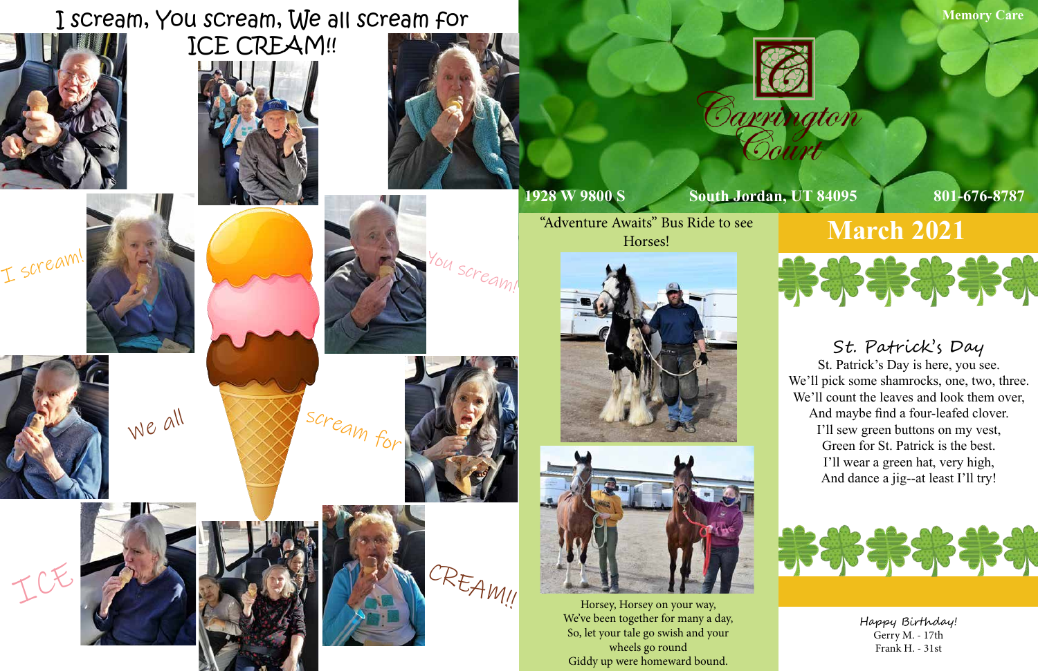# I scream, You scream, We all scream for ICE CREAM!!

I scream!

You scream!

We all

scream for

ICE

CREAM!!

Memory Care

Carrington Court

1928 W 9800 S

South Jordan, UT 84095

801-676-8787

## "Adventure Awaits" Bus Ride to see Horses!

Horsey, Horsey on your way,
We've been together for many a day,
So, let your tale go swish and your wheels go round
Giddy up were homeward bound.

## March 2021

### St. Patrick's Day

St. Patrick's Day is here, you see.
We'll pick some shamrocks, one, two, three.
We'll count the leaves and look them over,
And maybe find a four-leafed clover.
I'll sew green buttons on my vest,
Green for St. Patrick is the best.
I'll wear a green hat, very high,
And dance a jig--at least I'll try!

Happy Birthday!
Gerry M. - 17th
Frank H. - 31st